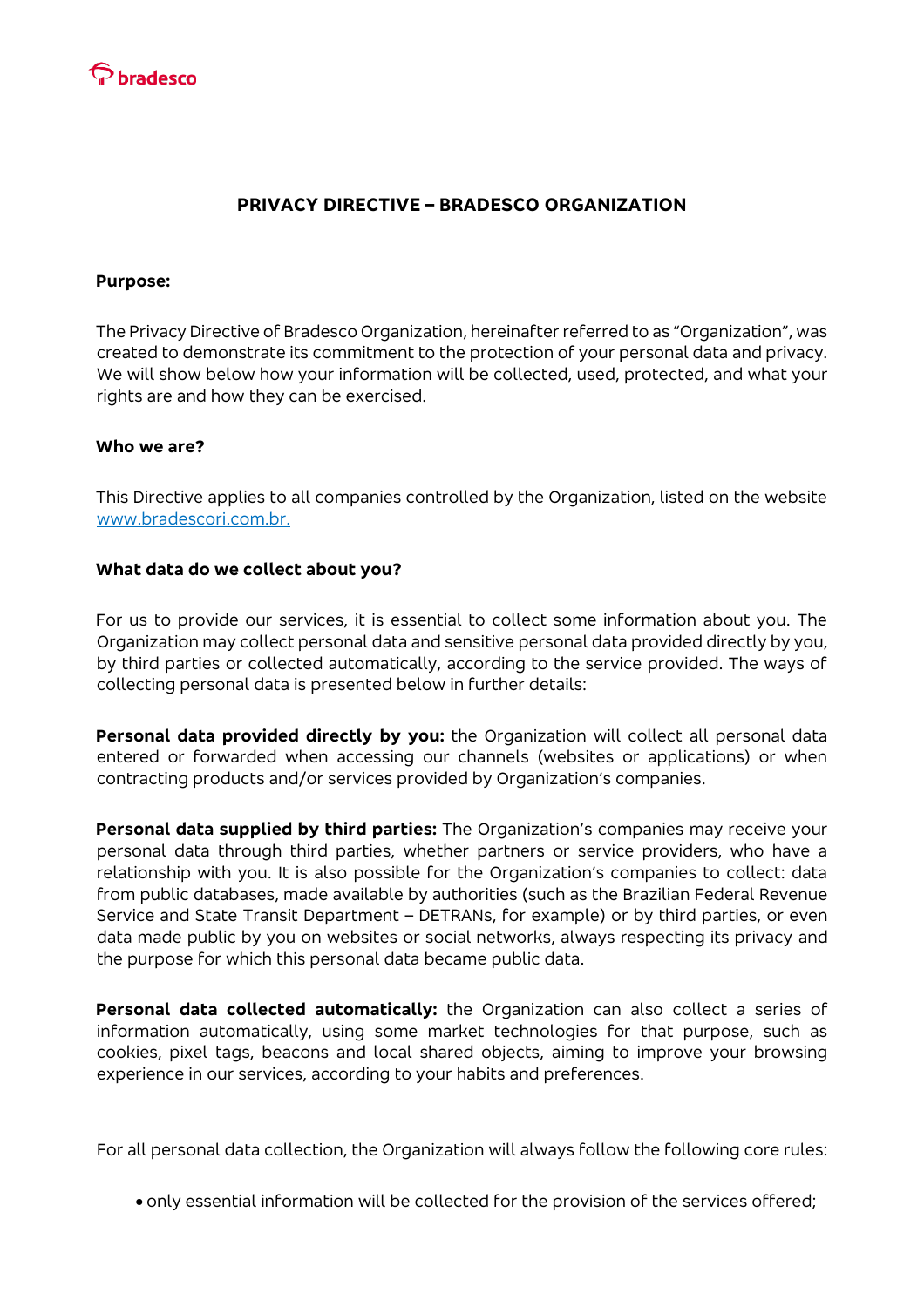# PRIVACY DIRECTIVE – BRADESCO ORGANIZATION

**Purpose:**

The Privacy Directive of Bradesco Organization, hereinafter referred to as "Organization", was created to demonstrate its commitment to the protection of your personal data and privacy. We will show below how your information will be collected, used, protected, and what your rights are and how they can be exercised.

**Who we are?**

This Directive applies to all companies controlled by the Organization, listed on the website www.bradescori.com.br.

**What data do we collect about you?**

For us to provide our services, it is essential to collect some information about you. The Organization may collect personal data and sensitive personal data provided directly by you, by third parties or collected automatically, according to the service provided. The ways of collecting personal data is presented below in further details:

**Personal data provided directly by you:** the Organization will collect all personal data entered or forwarded when accessing our channels (websites or applications) or when contracting products and/or services provided by Organization's companies.

**Personal data supplied by third parties:** The Organization's companies may receive your personal data through third parties, whether partners or service providers, who have a relationship with you. It is also possible for the Organization's companies to collect: data from public databases, made available by authorities (such as the Brazilian Federal Revenue Service and State Transit Department – DETRANs, for example) or by third parties, or even data made public by you on websites or social networks, always respecting its privacy and the purpose for which this personal data became public data.

**Personal data collected automatically:** the Organization can also collect a series of information automatically, using some market technologies for that purpose, such as cookies, pixel tags, beacons and local shared objects, aiming to improve your browsing experience in our services, according to your habits and preferences.

For all personal data collection, the Organization will always follow the following core rules:

- only essential information will be collected for the provision of the services offered;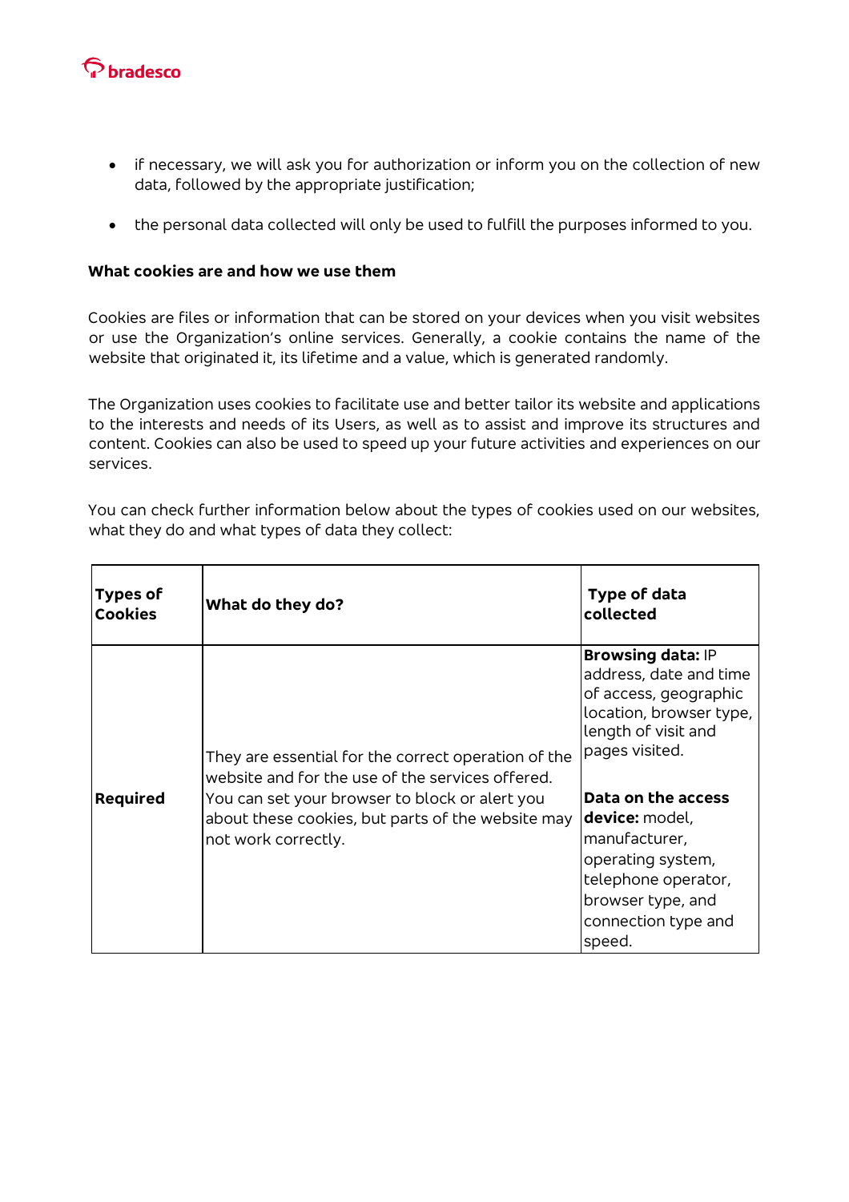- if necessary, we will ask you for authorization or inform you on the collection of new data, followed by the appropriate justification;
- the personal data collected will only be used to fulfill the purposes informed to you.

**What cookies are and how we use them**

Cookies are files or information that can be stored on your devices when you visit websites or use the Organization's online services. Generally, a cookie contains the name of the website that originated it, its lifetime and a value, which is generated randomly.

The Organization uses cookies to facilitate use and better tailor its website and applications to the interests and needs of its Users, as well as to assist and improve its structures and content. Cookies can also be used to speed up your future activities and experiences on our services.

You can check further information below about the types of cookies used on our websites, what they do and what types of data they collect:

| Types of Cookies | What do they do? | Type of data collected |
| --- | --- | --- |
| **Required** | They are essential for the correct operation of the website and for the use of the services offered. You can set your browser to block or alert you about these cookies, but parts of the website may not work correctly. | **Browsing data:** IP address, date and time of access, geographic location, browser type, length of visit and pages visited.<br><br>**Data on the access device:** model, manufacturer, operating system, telephone operator, browser type, and connection type and speed. |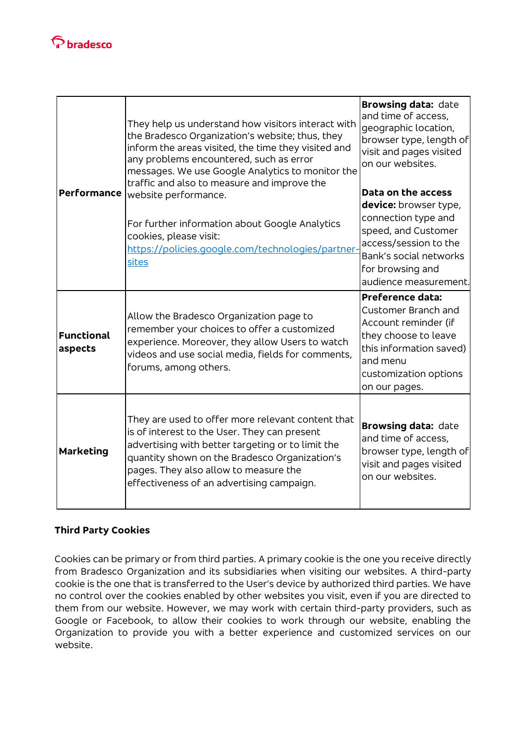| | | |
|---|---|---|
| **Performance** | They help us understand how visitors interact with the Bradesco Organization's website; thus, they inform the areas visited, the time they visited and any problems encountered, such as error messages. We use Google Analytics to monitor the traffic and also to measure and improve the website performance.<br><br>For further information about Google Analytics cookies, please visit: [https://policies.google.com/technologies/partner-sites](https://policies.google.com/technologies/partner-sites) | **Browsing data:** date and time of access, geographic location, browser type, length of visit and pages visited on our websites.<br><br>**Data on the access device:** browser type, connection type and speed, and Customer access/session to the Bank's social networks for browsing and audience measurement. |
| **Functional aspects** | Allow the Bradesco Organization page to remember your choices to offer a customized experience. Moreover, they allow Users to watch videos and use social media, fields for comments, forums, among others. | **Preference data:** Customer Branch and Account reminder (if they choose to leave this information saved) and menu customization options on our pages. |
| **Marketing** | They are used to offer more relevant content that is of interest to the User. They can present advertising with better targeting or to limit the quantity shown on the Bradesco Organization's pages. They also allow to measure the effectiveness of an advertising campaign. | **Browsing data:** date and time of access, browser type, length of visit and pages visited on our websites. |

**Third Party Cookies**

Cookies can be primary or from third parties. A primary cookie is the one you receive directly from Bradesco Organization and its subsidiaries when visiting our websites. A third-party cookie is the one that is transferred to the User's device by authorized third parties. We have no control over the cookies enabled by other websites you visit, even if you are directed to them from our website. However, we may work with certain third-party providers, such as Google or Facebook, to allow their cookies to work through our website, enabling the Organization to provide you with a better experience and customized services on our website.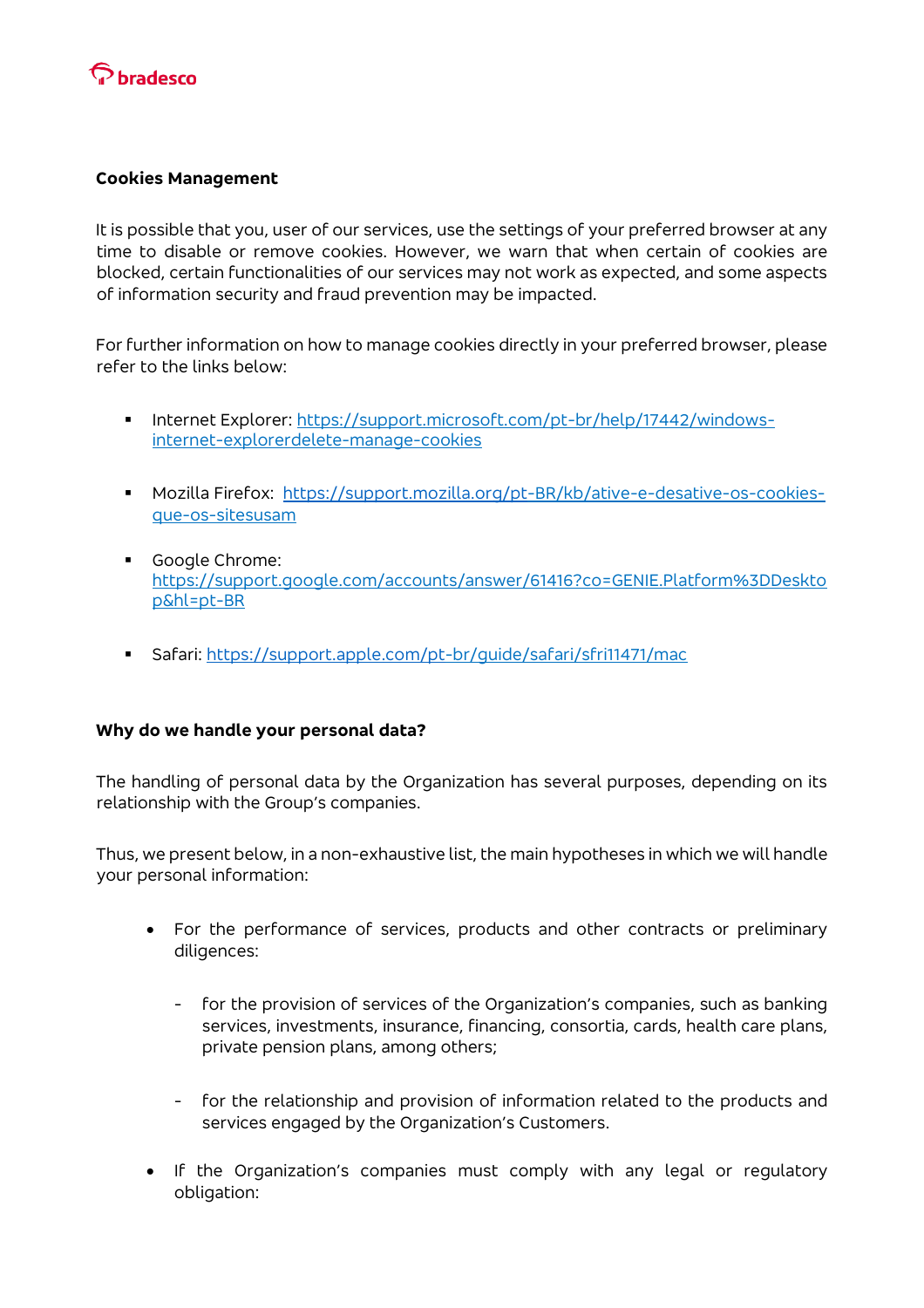**Cookies Management**

It is possible that you, user of our services, use the settings of your preferred browser at any time to disable or remove cookies. However, we warn that when certain of cookies are blocked, certain functionalities of our services may not work as expected, and some aspects of information security and fraud prevention may be impacted.

For further information on how to manage cookies directly in your preferred browser, please refer to the links below:

- Internet Explorer: https://support.microsoft.com/pt-br/help/17442/windows-internet-explorerdelete-manage-cookies
- Mozilla Firefox: https://support.mozilla.org/pt-BR/kb/ative-e-desative-os-cookies-que-os-sitesusam
- Google Chrome: https://support.google.com/accounts/answer/61416?co=GENIE.Platform%3DDesktop&hl=pt-BR
- Safari: https://support.apple.com/pt-br/guide/safari/sfri11471/mac

**Why do we handle your personal data?**

The handling of personal data by the Organization has several purposes, depending on its relationship with the Group's companies.

Thus, we present below, in a non-exhaustive list, the main hypotheses in which we will handle your personal information:

- For the performance of services, products and other contracts or preliminary diligences:
  - for the provision of services of the Organization's companies, such as banking services, investments, insurance, financing, consortia, cards, health care plans, private pension plans, among others;
  - for the relationship and provision of information related to the products and services engaged by the Organization's Customers.
- If the Organization's companies must comply with any legal or regulatory obligation: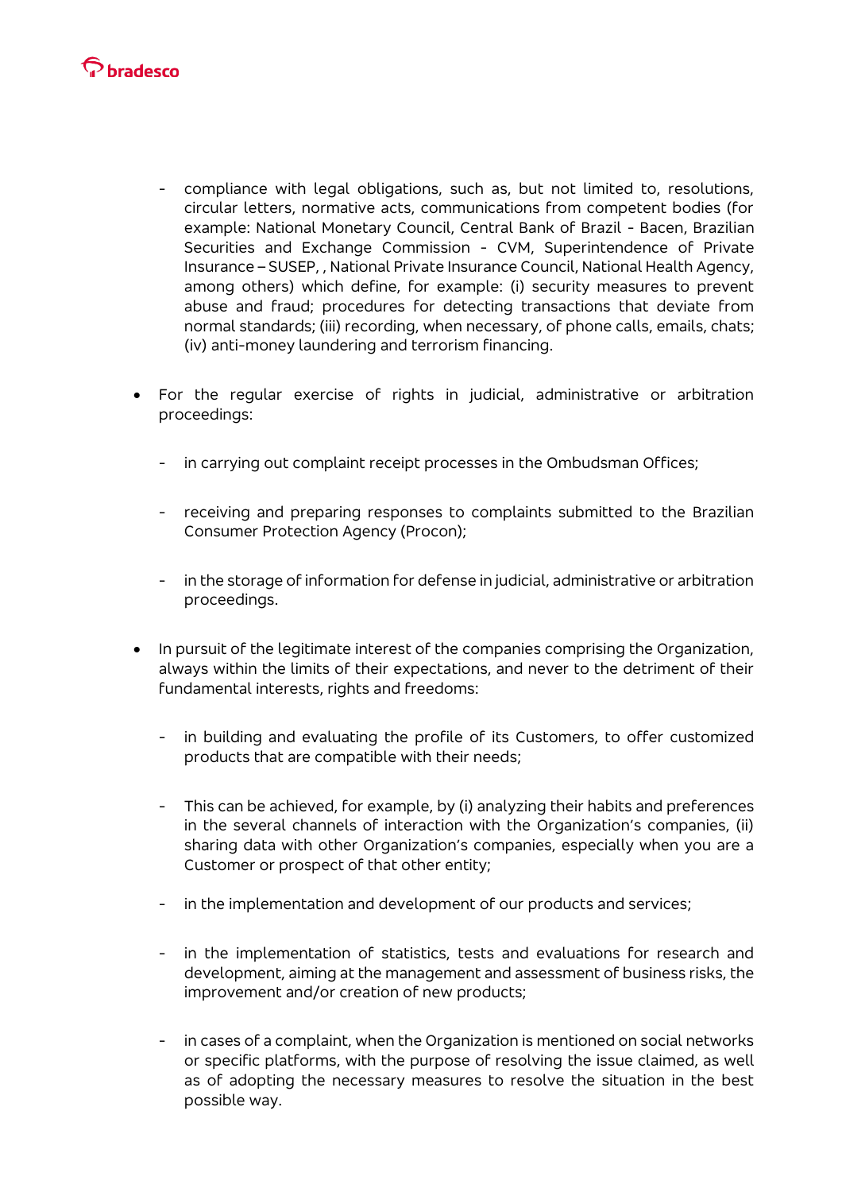- compliance with legal obligations, such as, but not limited to, resolutions, circular letters, normative acts, communications from competent bodies (for example: National Monetary Council, Central Bank of Brazil - Bacen, Brazilian Securities and Exchange Commission - CVM, Superintendence of Private Insurance – SUSEP, , National Private Insurance Council, National Health Agency, among others) which define, for example: (i) security measures to prevent abuse and fraud; procedures for detecting transactions that deviate from normal standards; (iii) recording, when necessary, of phone calls, emails, chats; (iv) anti-money laundering and terrorism financing.

- For the regular exercise of rights in judicial, administrative or arbitration proceedings:

  - in carrying out complaint receipt processes in the Ombudsman Offices;

  - receiving and preparing responses to complaints submitted to the Brazilian Consumer Protection Agency (Procon);

  - in the storage of information for defense in judicial, administrative or arbitration proceedings.

- In pursuit of the legitimate interest of the companies comprising the Organization, always within the limits of their expectations, and never to the detriment of their fundamental interests, rights and freedoms:

  - in building and evaluating the profile of its Customers, to offer customized products that are compatible with their needs;

  - This can be achieved, for example, by (i) analyzing their habits and preferences in the several channels of interaction with the Organization's companies, (ii) sharing data with other Organization's companies, especially when you are a Customer or prospect of that other entity;

  - in the implementation and development of our products and services;

  - in the implementation of statistics, tests and evaluations for research and development, aiming at the management and assessment of business risks, the improvement and/or creation of new products;

  - in cases of a complaint, when the Organization is mentioned on social networks or specific platforms, with the purpose of resolving the issue claimed, as well as of adopting the necessary measures to resolve the situation in the best possible way.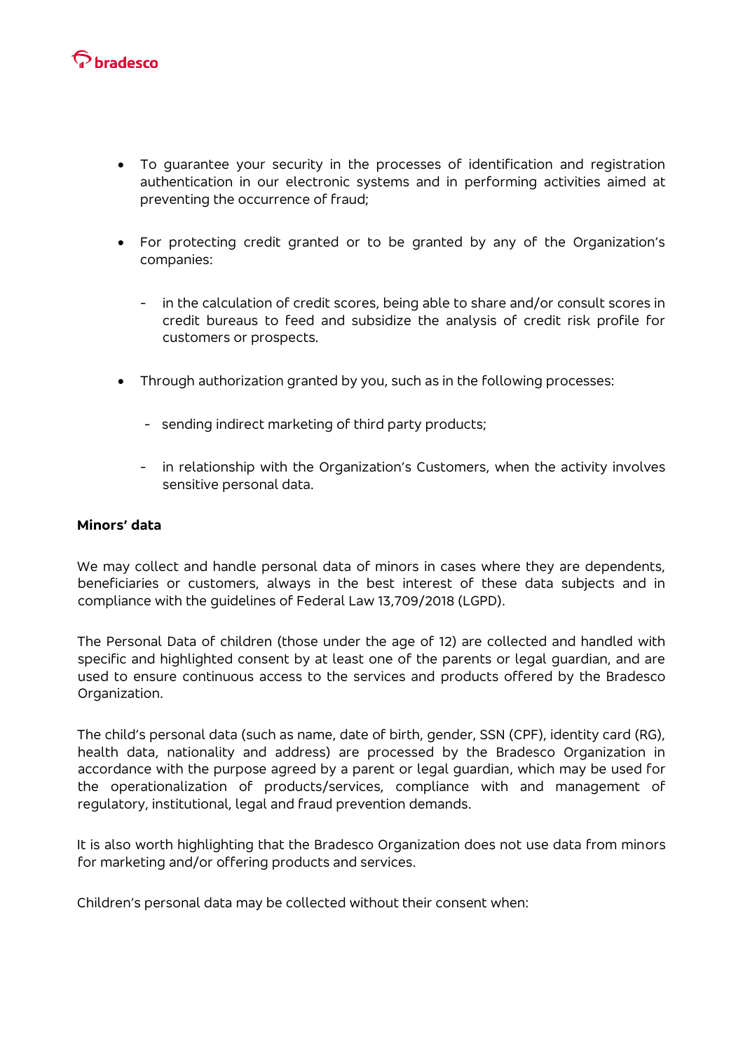- To guarantee your security in the processes of identification and registration authentication in our electronic systems and in performing activities aimed at preventing the occurrence of fraud;

- For protecting credit granted or to be granted by any of the Organization's companies:

  - in the calculation of credit scores, being able to share and/or consult scores in credit bureaus to feed and subsidize the analysis of credit risk profile for customers or prospects.

- Through authorization granted by you, such as in the following processes:

  - sending indirect marketing of third party products;

  - in relationship with the Organization's Customers, when the activity involves sensitive personal data.

**Minors' data**

We may collect and handle personal data of minors in cases where they are dependents, beneficiaries or customers, always in the best interest of these data subjects and in compliance with the guidelines of Federal Law 13,709/2018 (LGPD).

The Personal Data of children (those under the age of 12) are collected and handled with specific and highlighted consent by at least one of the parents or legal guardian, and are used to ensure continuous access to the services and products offered by the Bradesco Organization.

The child's personal data (such as name, date of birth, gender, SSN (CPF), identity card (RG), health data, nationality and address) are processed by the Bradesco Organization in accordance with the purpose agreed by a parent or legal guardian, which may be used for the operationalization of products/services, compliance with and management of regulatory, institutional, legal and fraud prevention demands.

It is also worth highlighting that the Bradesco Organization does not use data from minors for marketing and/or offering products and services.

Children's personal data may be collected without their consent when: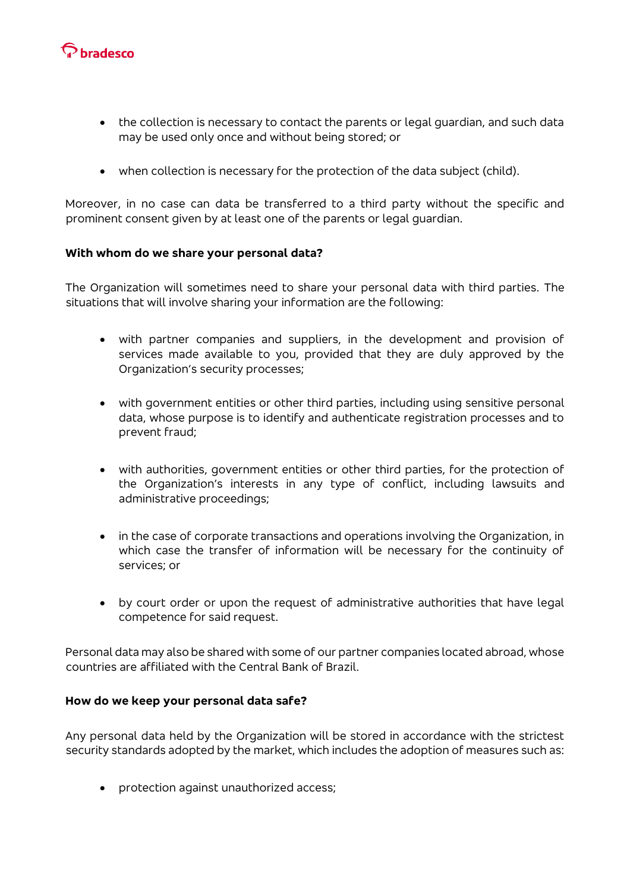- the collection is necessary to contact the parents or legal guardian, and such data may be used only once and without being stored; or

- when collection is necessary for the protection of the data subject (child).

Moreover, in no case can data be transferred to a third party without the specific and prominent consent given by at least one of the parents or legal guardian.

**With whom do we share your personal data?**

The Organization will sometimes need to share your personal data with third parties. The situations that will involve sharing your information are the following:

- with partner companies and suppliers, in the development and provision of services made available to you, provided that they are duly approved by the Organization's security processes;

- with government entities or other third parties, including using sensitive personal data, whose purpose is to identify and authenticate registration processes and to prevent fraud;

- with authorities, government entities or other third parties, for the protection of the Organization's interests in any type of conflict, including lawsuits and administrative proceedings;

- in the case of corporate transactions and operations involving the Organization, in which case the transfer of information will be necessary for the continuity of services; or

- by court order or upon the request of administrative authorities that have legal competence for said request.

Personal data may also be shared with some of our partner companies located abroad, whose countries are affiliated with the Central Bank of Brazil.

**How do we keep your personal data safe?**

Any personal data held by the Organization will be stored in accordance with the strictest security standards adopted by the market, which includes the adoption of measures such as:

- protection against unauthorized access;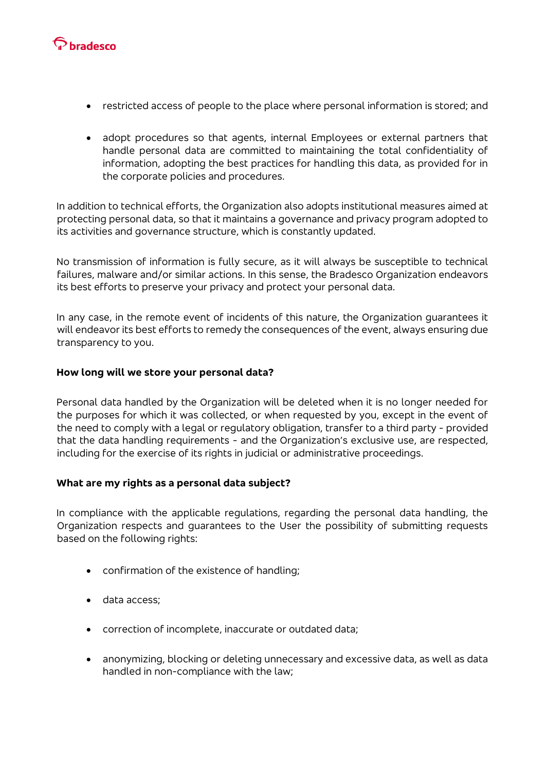- restricted access of people to the place where personal information is stored; and

- adopt procedures so that agents, internal Employees or external partners that handle personal data are committed to maintaining the total confidentiality of information, adopting the best practices for handling this data, as provided for in the corporate policies and procedures.

In addition to technical efforts, the Organization also adopts institutional measures aimed at protecting personal data, so that it maintains a governance and privacy program adopted to its activities and governance structure, which is constantly updated.

No transmission of information is fully secure, as it will always be susceptible to technical failures, malware and/or similar actions. In this sense, the Bradesco Organization endeavors its best efforts to preserve your privacy and protect your personal data.

In any case, in the remote event of incidents of this nature, the Organization guarantees it will endeavor its best efforts to remedy the consequences of the event, always ensuring due transparency to you.

**How long will we store your personal data?**

Personal data handled by the Organization will be deleted when it is no longer needed for the purposes for which it was collected, or when requested by you, except in the event of the need to comply with a legal or regulatory obligation, transfer to a third party - provided that the data handling requirements - and the Organization's exclusive use, are respected, including for the exercise of its rights in judicial or administrative proceedings.

**What are my rights as a personal data subject?**

In compliance with the applicable regulations, regarding the personal data handling, the Organization respects and guarantees to the User the possibility of submitting requests based on the following rights:

- confirmation of the existence of handling;

- data access;

- correction of incomplete, inaccurate or outdated data;

- anonymizing, blocking or deleting unnecessary and excessive data, as well as data handled in non-compliance with the law;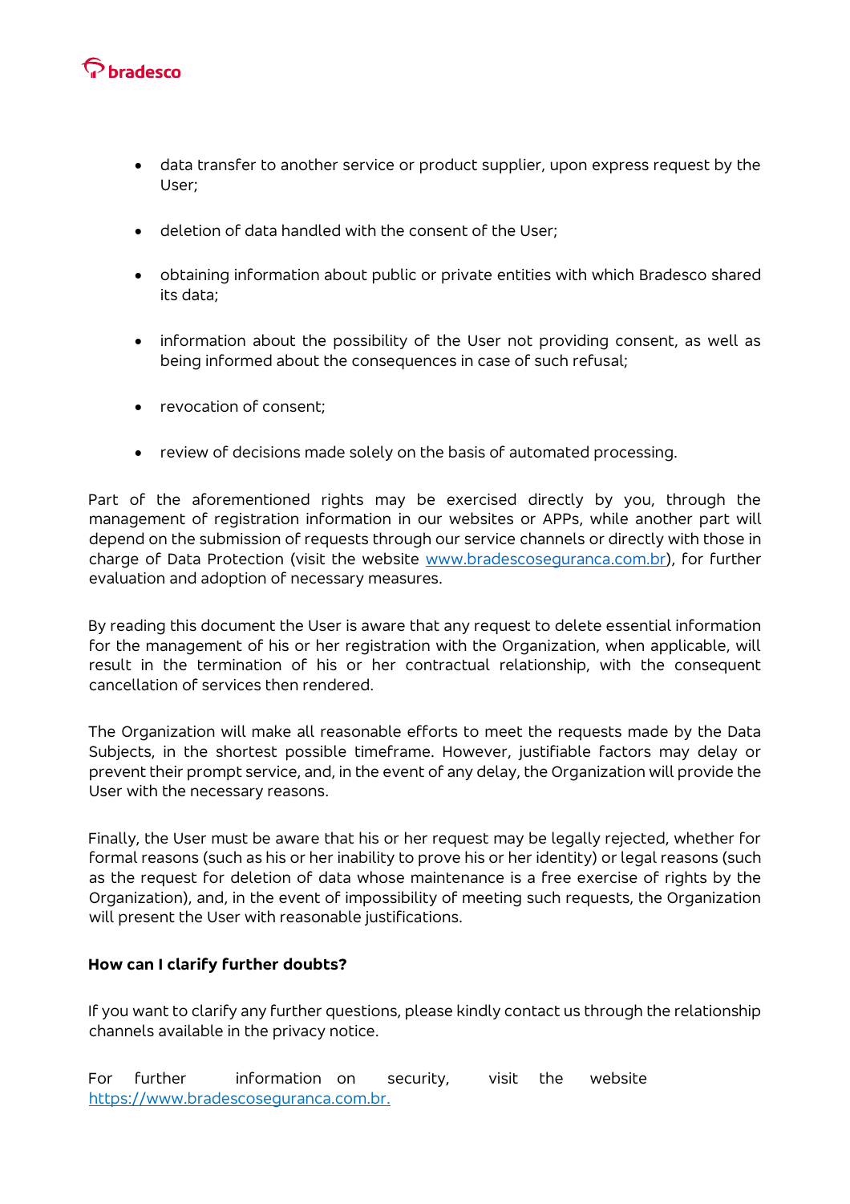- data transfer to another service or product supplier, upon express request by the User;
- deletion of data handled with the consent of the User;
- obtaining information about public or private entities with which Bradesco shared its data;
- information about the possibility of the User not providing consent, as well as being informed about the consequences in case of such refusal;
- revocation of consent;
- review of decisions made solely on the basis of automated processing.

Part of the aforementioned rights may be exercised directly by you, through the management of registration information in our websites or APPs, while another part will depend on the submission of requests through our service channels or directly with those in charge of Data Protection (visit the website [www.bradescoseguranca.com.br](http://www.bradescoseguranca.com.br)), for further evaluation and adoption of necessary measures.

By reading this document the User is aware that any request to delete essential information for the management of his or her registration with the Organization, when applicable, will result in the termination of his or her contractual relationship, with the consequent cancellation of services then rendered.

The Organization will make all reasonable efforts to meet the requests made by the Data Subjects, in the shortest possible timeframe. However, justifiable factors may delay or prevent their prompt service, and, in the event of any delay, the Organization will provide the User with the necessary reasons.

Finally, the User must be aware that his or her request may be legally rejected, whether for formal reasons (such as his or her inability to prove his or her identity) or legal reasons (such as the request for deletion of data whose maintenance is a free exercise of rights by the Organization), and, in the event of impossibility of meeting such requests, the Organization will present the User with reasonable justifications.

**How can I clarify further doubts?**

If you want to clarify any further questions, please kindly contact us through the relationship channels available in the privacy notice.

For further information on security, visit the website [https://www.bradescoseguranca.com.br.](https://www.bradescoseguranca.com.br)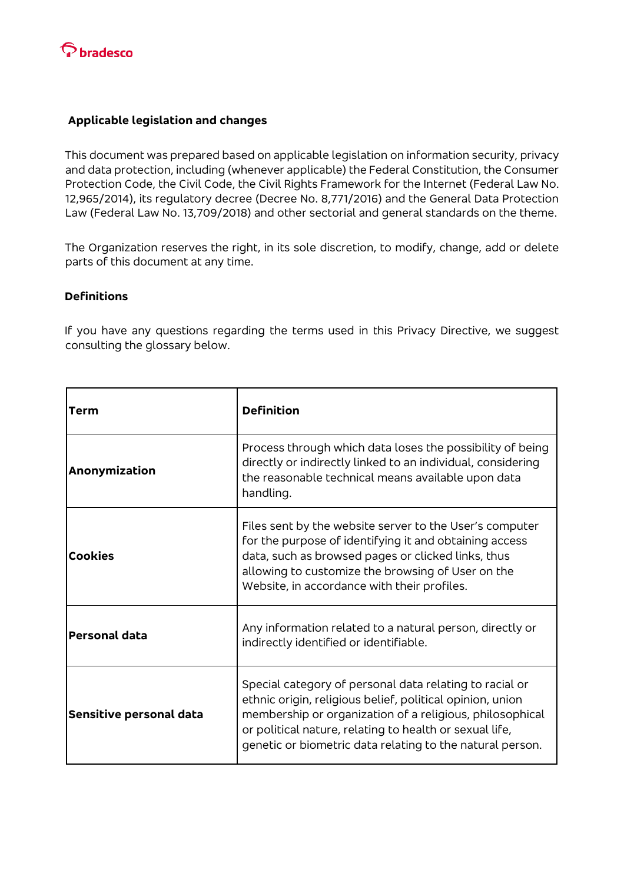## Applicable legislation and changes

This document was prepared based on applicable legislation on information security, privacy and data protection, including (whenever applicable) the Federal Constitution, the Consumer Protection Code, the Civil Code, the Civil Rights Framework for the Internet (Federal Law No. 12,965/2014), its regulatory decree (Decree No. 8,771/2016) and the General Data Protection Law (Federal Law No. 13,709/2018) and other sectorial and general standards on the theme.

The Organization reserves the right, in its sole discretion, to modify, change, add or delete parts of this document at any time.

## Definitions

If you have any questions regarding the terms used in this Privacy Directive, we suggest consulting the glossary below.

| Term | Definition |
|---|---|
| **Anonymization** | Process through which data loses the possibility of being directly or indirectly linked to an individual, considering the reasonable technical means available upon data handling. |
| **Cookies** | Files sent by the website server to the User's computer for the purpose of identifying it and obtaining access data, such as browsed pages or clicked links, thus allowing to customize the browsing of User on the Website, in accordance with their profiles. |
| **Personal data** | Any information related to a natural person, directly or indirectly identified or identifiable. |
| **Sensitive personal data** | Special category of personal data relating to racial or ethnic origin, religious belief, political opinion, union membership or organization of a religious, philosophical or political nature, relating to health or sexual life, genetic or biometric data relating to the natural person. |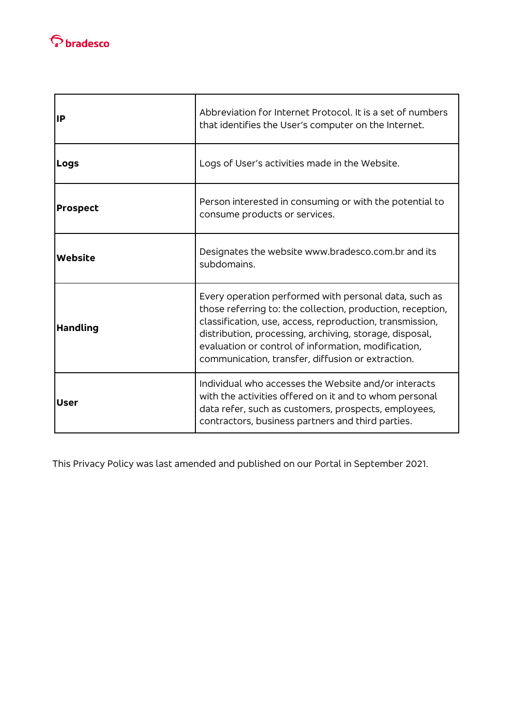| | |
|---|---|
| **IP** | Abbreviation for Internet Protocol. It is a set of numbers that identifies the User's computer on the Internet. |
| **Logs** | Logs of User's activities made in the Website. |
| **Prospect** | Person interested in consuming or with the potential to consume products or services. |
| **Website** | Designates the website www.bradesco.com.br and its subdomains. |
| **Handling** | Every operation performed with personal data, such as those referring to: the collection, production, reception, classification, use, access, reproduction, transmission, distribution, processing, archiving, storage, disposal, evaluation or control of information, modification, communication, transfer, diffusion or extraction. |
| **User** | Individual who accesses the Website and/or interacts with the activities offered on it and to whom personal data refer, such as customers, prospects, employees, contractors, business partners and third parties. |

This Privacy Policy was last amended and published on our Portal in September 2021.